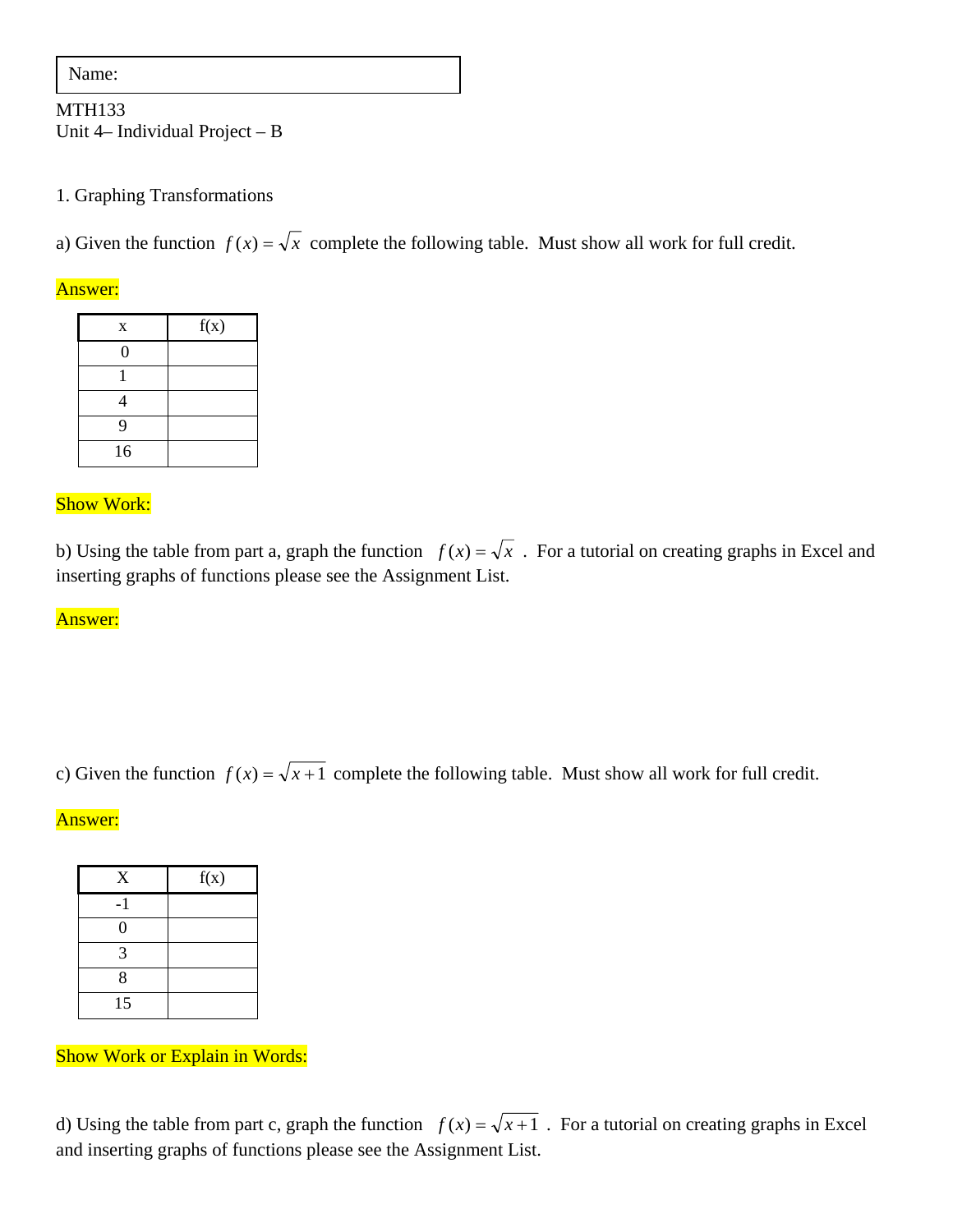| Name: |
| --- |

MTH133
Unit 4– Individual Project – B

1. Graphing Transformations

a) Given the function $f(x) = \sqrt{x}$ complete the following table. Must show all work for full credit.

Answer:

| x | f(x) |
| --- | --- |
| 0 | |
| 1 | |
| 4 | |
| 9 | |
| 16 | |

Show Work:

b) Using the table from part a, graph the function $f(x) = \sqrt{x}$ . For a tutorial on creating graphs in Excel and inserting graphs of functions please see the Assignment List.

Answer:

c) Given the function $f(x) = \sqrt{x+1}$ complete the following table. Must show all work for full credit.

Answer:

| X | f(x) |
| --- | --- |
| -1 | |
| 0 | |
| 3 | |
| 8 | |
| 15 | |

Show Work or Explain in Words:

d) Using the table from part c, graph the function $f(x) = \sqrt{x+1}$ . For a tutorial on creating graphs in Excel and inserting graphs of functions please see the Assignment List.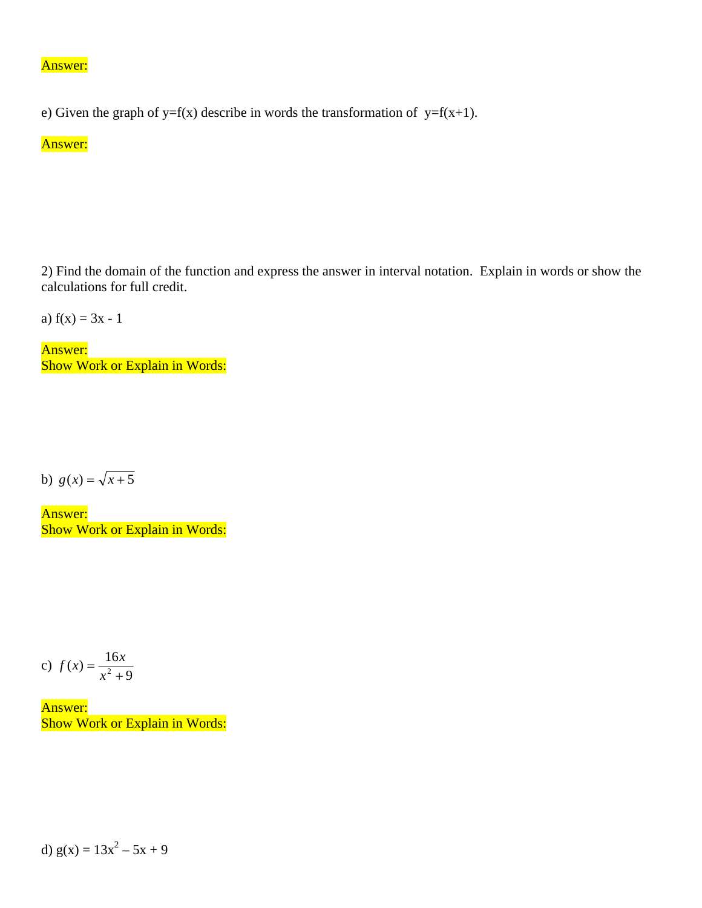Answer:

e) Given the graph of y=f(x) describe in words the transformation of y=f(x+1).

Answer:

2) Find the domain of the function and express the answer in interval notation. Explain in words or show the calculations for full credit.

a) f(x) = 3x - 1

Answer:
Show Work or Explain in Words:

b) $g(x) = \sqrt{x+5}$

Answer:
Show Work or Explain in Words:

c) $f(x) = \dfrac{16x}{x^2 + 9}$

Answer:
Show Work or Explain in Words:

d) $g(x) = 13x^2 – 5x + 9$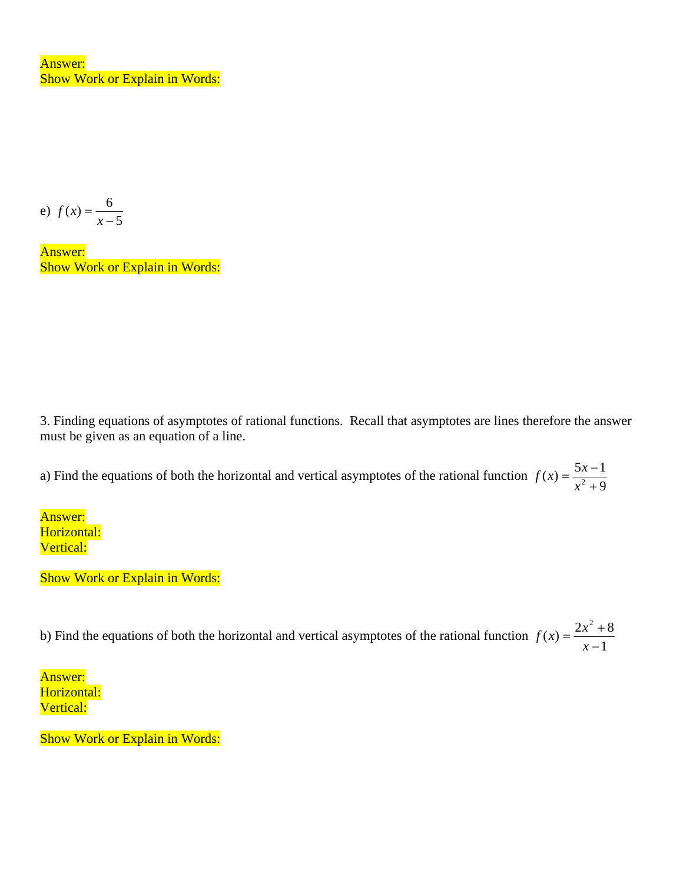Answer:
Show Work or Explain in Words:

e) $f(x) = \dfrac{6}{x-5}$

Answer:
Show Work or Explain in Words:

3. Finding equations of asymptotes of rational functions. Recall that asymptotes are lines therefore the answer must be given as an equation of a line.

a) Find the equations of both the horizontal and vertical asymptotes of the rational function $f(x) = \dfrac{5x-1}{x^2+9}$

Answer:
Horizontal:
Vertical:

Show Work or Explain in Words:

b) Find the equations of both the horizontal and vertical asymptotes of the rational function $f(x) = \dfrac{2x^2+8}{x-1}$

Answer:
Horizontal:
Vertical:

Show Work or Explain in Words: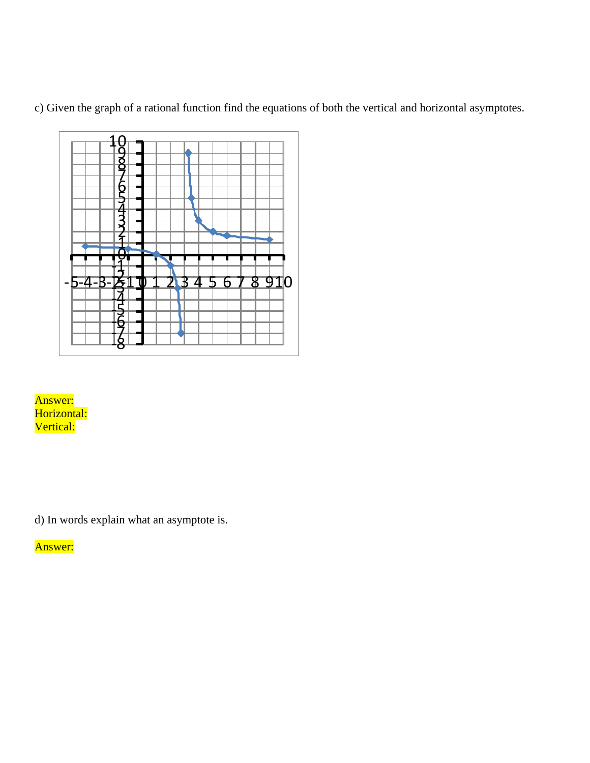c) Given the graph of a rational function find the equations of both the vertical and horizontal asymptotes.

10
9
8
7
6
5
4
3
2
1
0
-1
-2
-3
-4
-5
-6
-7
-8

-5 -4 -3 -2 -1 0 1 2 3 4 5 6 7 8 9 10

Answer:
Horizontal:
Vertical:

d) In words explain what an asymptote is.

Answer: